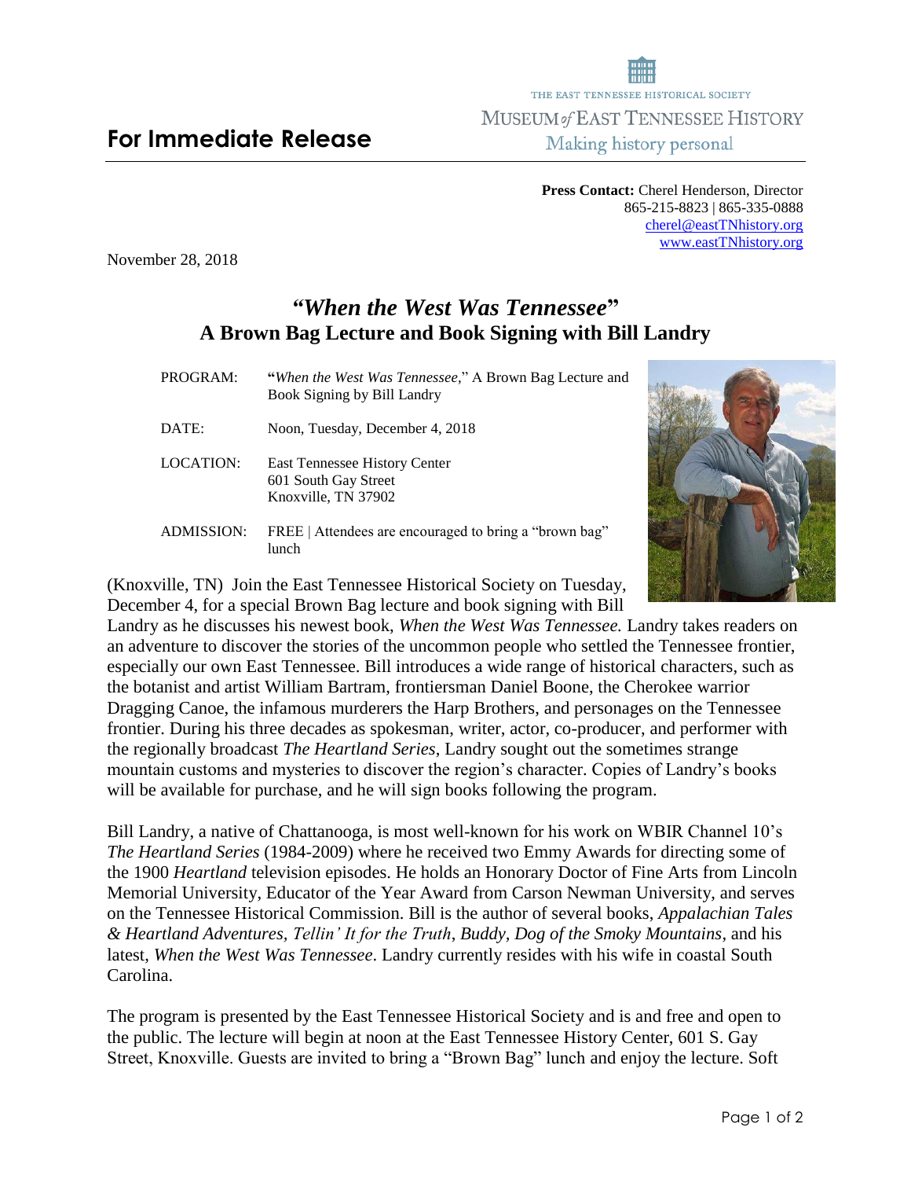THE EAST TENNESSEE HISTORICAL SOCIETY
MUSEUM *of* EAST TENNESSEE HISTORY
Making history personal

# For Immediate Release

**Press Contact:** Cherel Henderson, Director
865-215-8823 | 865-335-0888
cherel@eastTNhistory.org
www.eastTNhistory.org

November 28, 2018

## *"When the West Was Tennessee"* A Brown Bag Lecture and Book Signing with Bill Landry

| | |
|---|---|
| PROGRAM: | **"***When the West Was Tennessee,*" A Brown Bag Lecture and Book Signing by Bill Landry |
| DATE: | Noon, Tuesday, December 4, 2018 |
| LOCATION: | East Tennessee History Center<br>601 South Gay Street<br>Knoxville, TN 37902 |
| ADMISSION: | FREE \| Attendees are encouraged to bring a "brown bag" lunch |

(Knoxville, TN) Join the East Tennessee Historical Society on Tuesday, December 4, for a special Brown Bag lecture and book signing with Bill Landry as he discusses his newest book, *When the West Was Tennessee.* Landry takes readers on an adventure to discover the stories of the uncommon people who settled the Tennessee frontier, especially our own East Tennessee. Bill introduces a wide range of historical characters, such as the botanist and artist William Bartram, frontiersman Daniel Boone, the Cherokee warrior Dragging Canoe, the infamous murderers the Harp Brothers, and personages on the Tennessee frontier. During his three decades as spokesman, writer, actor, co-producer, and performer with the regionally broadcast *The Heartland Series*, Landry sought out the sometimes strange mountain customs and mysteries to discover the region's character. Copies of Landry's books will be available for purchase, and he will sign books following the program.

Bill Landry, a native of Chattanooga, is most well-known for his work on WBIR Channel 10's *The Heartland Series* (1984-2009) where he received two Emmy Awards for directing some of the 1900 *Heartland* television episodes. He holds an Honorary Doctor of Fine Arts from Lincoln Memorial University, Educator of the Year Award from Carson Newman University, and serves on the Tennessee Historical Commission. Bill is the author of several books, *Appalachian Tales & Heartland Adventures, Tellin' It for the Truth*, *Buddy, Dog of the Smoky Mountains*, and his latest, *When the West Was Tennessee*. Landry currently resides with his wife in coastal South Carolina.

The program is presented by the East Tennessee Historical Society and is and free and open to the public. The lecture will begin at noon at the East Tennessee History Center, 601 S. Gay Street, Knoxville. Guests are invited to bring a "Brown Bag" lunch and enjoy the lecture. Soft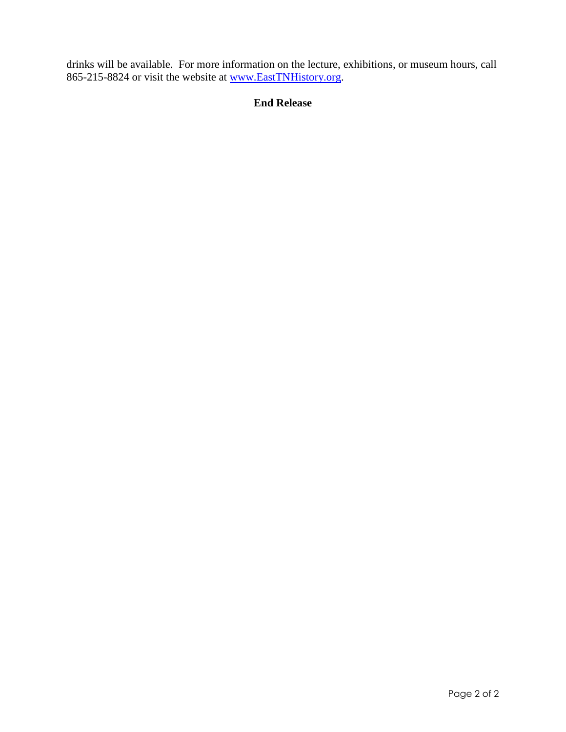drinks will be available. For more information on the lecture, exhibitions, or museum hours, call 865-215-8824 or visit the website at [www.EastTNHistory.org](http://www.EastTNHistory.org).

**End Release**